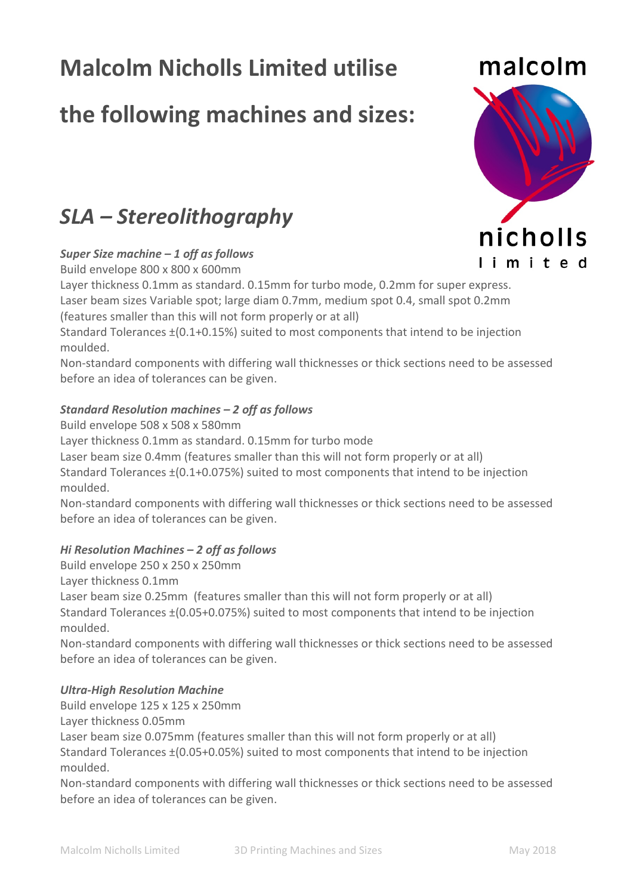# Malcolm Nicholls Limited utilise the following machines and sizes:

malcolm nicholls limited

## *SLA – Stereolithography*

***Super Size machine – 1 off as follows***

Build envelope 800 x 800 x 600mm

Layer thickness 0.1mm as standard. 0.15mm for turbo mode, 0.2mm for super express.

Laser beam sizes Variable spot; large diam 0.7mm, medium spot 0.4, small spot 0.2mm (features smaller than this will not form properly or at all)

Standard Tolerances ±(0.1+0.15%) suited to most components that intend to be injection moulded.

Non-standard components with differing wall thicknesses or thick sections need to be assessed before an idea of tolerances can be given.

***Standard Resolution machines – 2 off as follows***

Build envelope 508 x 508 x 580mm

Layer thickness 0.1mm as standard. 0.15mm for turbo mode

Laser beam size 0.4mm (features smaller than this will not form properly or at all)

Standard Tolerances ±(0.1+0.075%) suited to most components that intend to be injection moulded.

Non-standard components with differing wall thicknesses or thick sections need to be assessed before an idea of tolerances can be given.

***Hi Resolution Machines – 2 off as follows***

Build envelope 250 x 250 x 250mm

Layer thickness 0.1mm

Laser beam size 0.25mm (features smaller than this will not form properly or at all)

Standard Tolerances ±(0.05+0.075%) suited to most components that intend to be injection moulded.

Non-standard components with differing wall thicknesses or thick sections need to be assessed before an idea of tolerances can be given.

***Ultra-High Resolution Machine***

Build envelope 125 x 125 x 250mm

Layer thickness 0.05mm

Laser beam size 0.075mm (features smaller than this will not form properly or at all)

Standard Tolerances ±(0.05+0.05%) suited to most components that intend to be injection moulded.

Non-standard components with differing wall thicknesses or thick sections need to be assessed before an idea of tolerances can be given.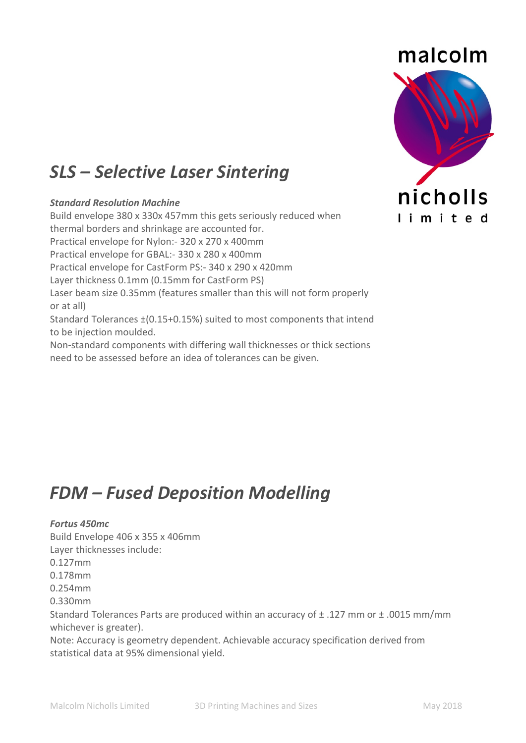## *SLS – Selective Laser Sintering*

***Standard Resolution Machine***

Build envelope 380 x 330x 457mm this gets seriously reduced when thermal borders and shrinkage are accounted for.
Practical envelope for Nylon:- 320 x 270 x 400mm
Practical envelope for GBAL:- 330 x 280 x 400mm
Practical envelope for CastForm PS:- 340 x 290 x 420mm
Layer thickness 0.1mm (0.15mm for CastForm PS)
Laser beam size 0.35mm (features smaller than this will not form properly or at all)
Standard Tolerances ±(0.15+0.15%) suited to most components that intend to be injection moulded.
Non-standard components with differing wall thicknesses or thick sections need to be assessed before an idea of tolerances can be given.

## *FDM – Fused Deposition Modelling*

***Fortus 450mc***

Build Envelope 406 x 355 x 406mm
Layer thicknesses include:
0.127mm
0.178mm
0.254mm
0.330mm
Standard Tolerances Parts are produced within an accuracy of ± .127 mm or ± .0015 mm/mm whichever is greater).
Note: Accuracy is geometry dependent. Achievable accuracy specification derived from statistical data at 95% dimensional yield.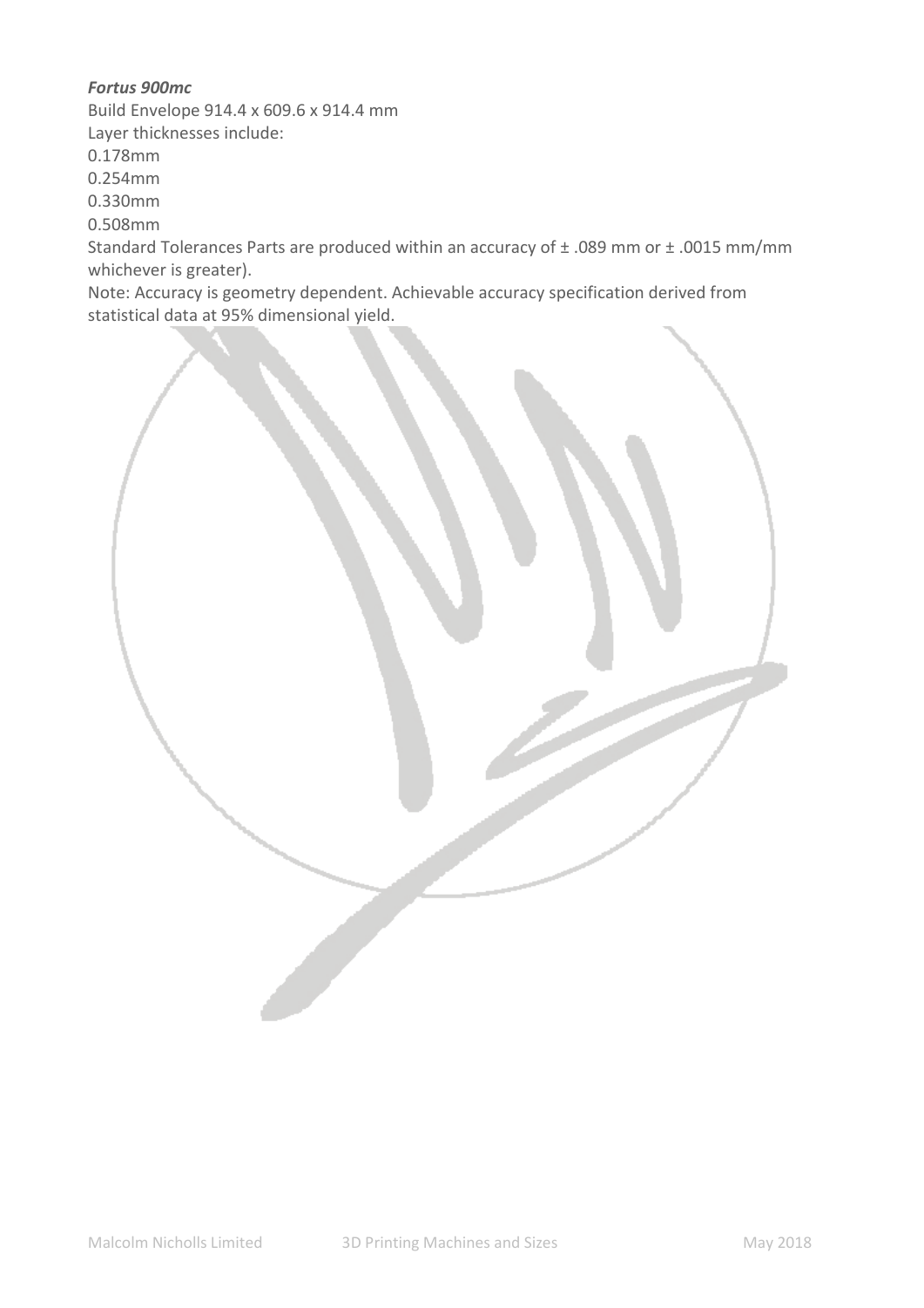***Fortus 900mc***

Build Envelope 914.4 x 609.6 x 914.4 mm

Layer thicknesses include:

0.178mm

0.254mm

0.330mm

0.508mm

Standard Tolerances Parts are produced within an accuracy of ± .089 mm or ± .0015 mm/mm whichever is greater).

Note: Accuracy is geometry dependent. Achievable accuracy specification derived from statistical data at 95% dimensional yield.